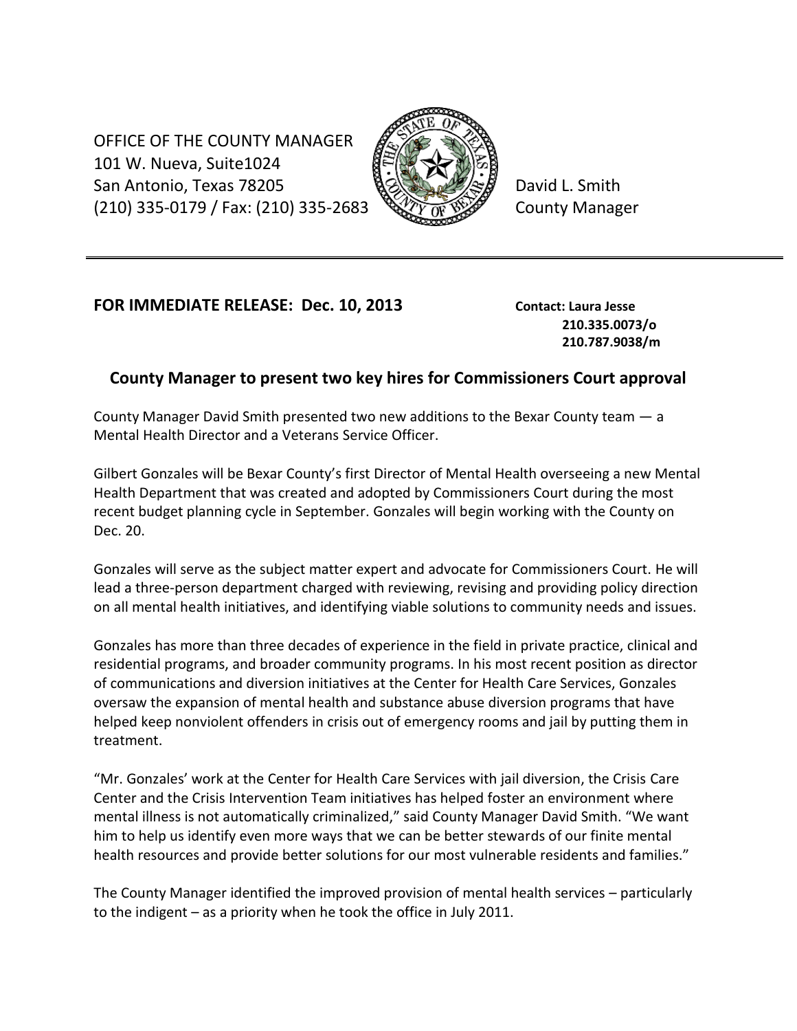OFFICE OF THE COUNTY MANAGER
101 W. Nueva, Suite1024
San Antonio, Texas 78205
(210) 335-0179 / Fax: (210) 335-2683

David L. Smith
County Manager

---

**FOR IMMEDIATE RELEASE: Dec. 10, 2013**

**Contact: Laura Jesse**
**210.335.0073/o**
**210.787.9038/m**

## County Manager to present two key hires for Commissioners Court approval

County Manager David Smith presented two new additions to the Bexar County team — a Mental Health Director and a Veterans Service Officer.

Gilbert Gonzales will be Bexar County's first Director of Mental Health overseeing a new Mental Health Department that was created and adopted by Commissioners Court during the most recent budget planning cycle in September. Gonzales will begin working with the County on Dec. 20.

Gonzales will serve as the subject matter expert and advocate for Commissioners Court. He will lead a three-person department charged with reviewing, revising and providing policy direction on all mental health initiatives, and identifying viable solutions to community needs and issues.

Gonzales has more than three decades of experience in the field in private practice, clinical and residential programs, and broader community programs. In his most recent position as director of communications and diversion initiatives at the Center for Health Care Services, Gonzales oversaw the expansion of mental health and substance abuse diversion programs that have helped keep nonviolent offenders in crisis out of emergency rooms and jail by putting them in treatment.

"Mr. Gonzales' work at the Center for Health Care Services with jail diversion, the Crisis Care Center and the Crisis Intervention Team initiatives has helped foster an environment where mental illness is not automatically criminalized," said County Manager David Smith. "We want him to help us identify even more ways that we can be better stewards of our finite mental health resources and provide better solutions for our most vulnerable residents and families."

The County Manager identified the improved provision of mental health services – particularly to the indigent – as a priority when he took the office in July 2011.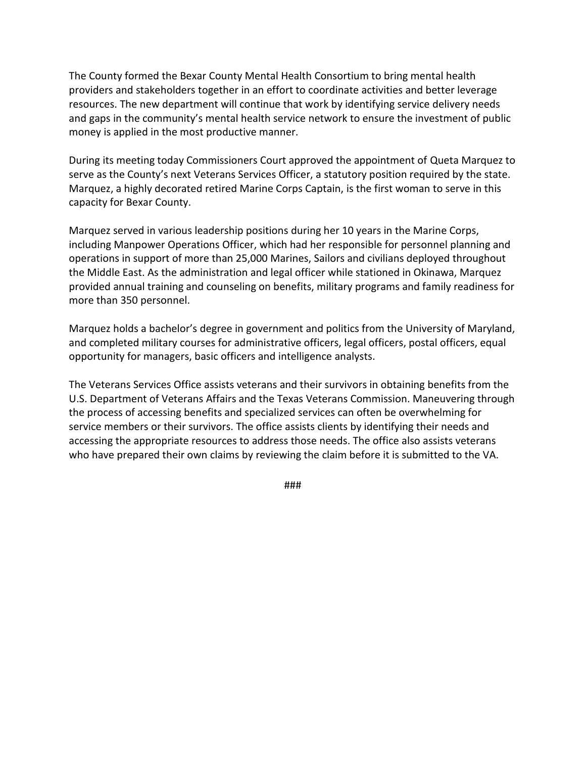The County formed the Bexar County Mental Health Consortium to bring mental health providers and stakeholders together in an effort to coordinate activities and better leverage resources. The new department will continue that work by identifying service delivery needs and gaps in the community's mental health service network to ensure the investment of public money is applied in the most productive manner.

During its meeting today Commissioners Court approved the appointment of Queta Marquez to serve as the County's next Veterans Services Officer, a statutory position required by the state. Marquez, a highly decorated retired Marine Corps Captain, is the first woman to serve in this capacity for Bexar County.

Marquez served in various leadership positions during her 10 years in the Marine Corps, including Manpower Operations Officer, which had her responsible for personnel planning and operations in support of more than 25,000 Marines, Sailors and civilians deployed throughout the Middle East. As the administration and legal officer while stationed in Okinawa, Marquez provided annual training and counseling on benefits, military programs and family readiness for more than 350 personnel.

Marquez holds a bachelor's degree in government and politics from the University of Maryland, and completed military courses for administrative officers, legal officers, postal officers, equal opportunity for managers, basic officers and intelligence analysts.

The Veterans Services Office assists veterans and their survivors in obtaining benefits from the U.S. Department of Veterans Affairs and the Texas Veterans Commission. Maneuvering through the process of accessing benefits and specialized services can often be overwhelming for service members or their survivors. The office assists clients by identifying their needs and accessing the appropriate resources to address those needs. The office also assists veterans who have prepared their own claims by reviewing the claim before it is submitted to the VA.

###